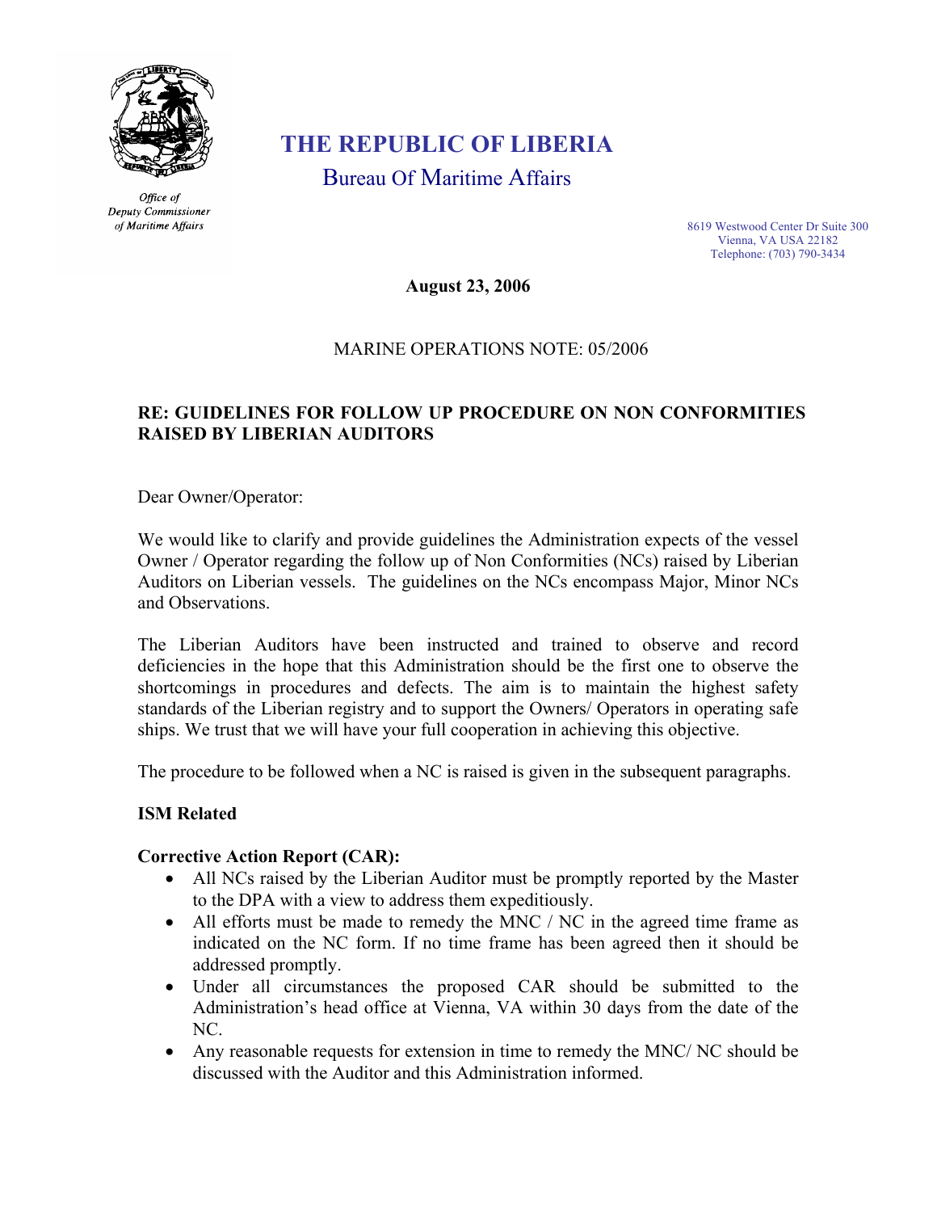Office of
Deputy Commissioner
of Maritime Affairs

# THE REPUBLIC OF LIBERIA

## Bureau Of Maritime Affairs

8619 Westwood Center Dr Suite 300
Vienna, VA USA 22182
Telephone: (703) 790-3434

**August 23, 2006**

MARINE OPERATIONS NOTE: 05/2006

**RE: GUIDELINES FOR FOLLOW UP PROCEDURE ON NON CONFORMITIES RAISED BY LIBERIAN AUDITORS**

Dear Owner/Operator:

We would like to clarify and provide guidelines the Administration expects of the vessel Owner / Operator regarding the follow up of Non Conformities (NCs) raised by Liberian Auditors on Liberian vessels. The guidelines on the NCs encompass Major, Minor NCs and Observations.

The Liberian Auditors have been instructed and trained to observe and record deficiencies in the hope that this Administration should be the first one to observe the shortcomings in procedures and defects. The aim is to maintain the highest safety standards of the Liberian registry and to support the Owners/ Operators in operating safe ships. We trust that we will have your full cooperation in achieving this objective.

The procedure to be followed when a NC is raised is given in the subsequent paragraphs.

**ISM Related**

**Corrective Action Report (CAR):**

- All NCs raised by the Liberian Auditor must be promptly reported by the Master to the DPA with a view to address them expeditiously.
- All efforts must be made to remedy the MNC / NC in the agreed time frame as indicated on the NC form. If no time frame has been agreed then it should be addressed promptly.
- Under all circumstances the proposed CAR should be submitted to the Administration's head office at Vienna, VA within 30 days from the date of the NC.
- Any reasonable requests for extension in time to remedy the MNC/ NC should be discussed with the Auditor and this Administration informed.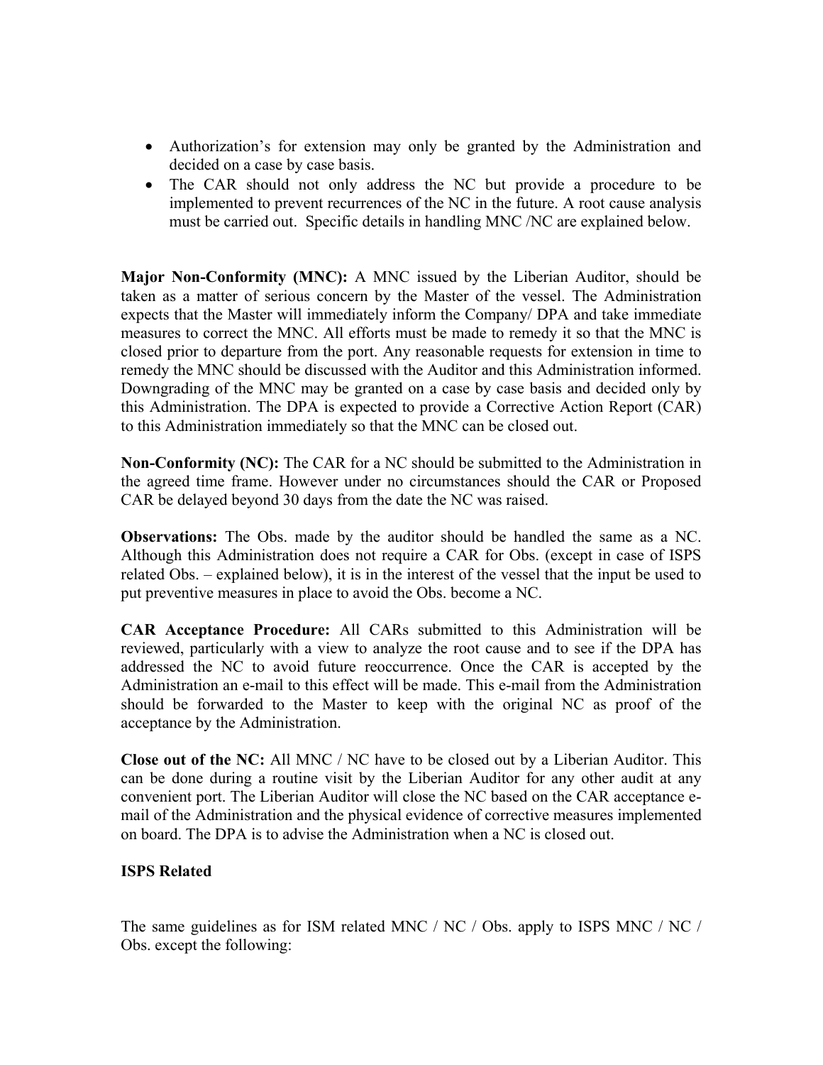- Authorization's for extension may only be granted by the Administration and decided on a case by case basis.
- The CAR should not only address the NC but provide a procedure to be implemented to prevent recurrences of the NC in the future. A root cause analysis must be carried out. Specific details in handling MNC /NC are explained below.

**Major Non-Conformity (MNC):** A MNC issued by the Liberian Auditor, should be taken as a matter of serious concern by the Master of the vessel. The Administration expects that the Master will immediately inform the Company/ DPA and take immediate measures to correct the MNC. All efforts must be made to remedy it so that the MNC is closed prior to departure from the port. Any reasonable requests for extension in time to remedy the MNC should be discussed with the Auditor and this Administration informed. Downgrading of the MNC may be granted on a case by case basis and decided only by this Administration. The DPA is expected to provide a Corrective Action Report (CAR) to this Administration immediately so that the MNC can be closed out.

**Non-Conformity (NC):** The CAR for a NC should be submitted to the Administration in the agreed time frame. However under no circumstances should the CAR or Proposed CAR be delayed beyond 30 days from the date the NC was raised.

**Observations:** The Obs. made by the auditor should be handled the same as a NC. Although this Administration does not require a CAR for Obs. (except in case of ISPS related Obs. – explained below), it is in the interest of the vessel that the input be used to put preventive measures in place to avoid the Obs. become a NC.

**CAR Acceptance Procedure:** All CARs submitted to this Administration will be reviewed, particularly with a view to analyze the root cause and to see if the DPA has addressed the NC to avoid future reoccurrence. Once the CAR is accepted by the Administration an e-mail to this effect will be made. This e-mail from the Administration should be forwarded to the Master to keep with the original NC as proof of the acceptance by the Administration.

**Close out of the NC:** All MNC / NC have to be closed out by a Liberian Auditor. This can be done during a routine visit by the Liberian Auditor for any other audit at any convenient port. The Liberian Auditor will close the NC based on the CAR acceptance e-mail of the Administration and the physical evidence of corrective measures implemented on board. The DPA is to advise the Administration when a NC is closed out.

**ISPS Related**

The same guidelines as for ISM related MNC / NC / Obs. apply to ISPS MNC / NC / Obs. except the following: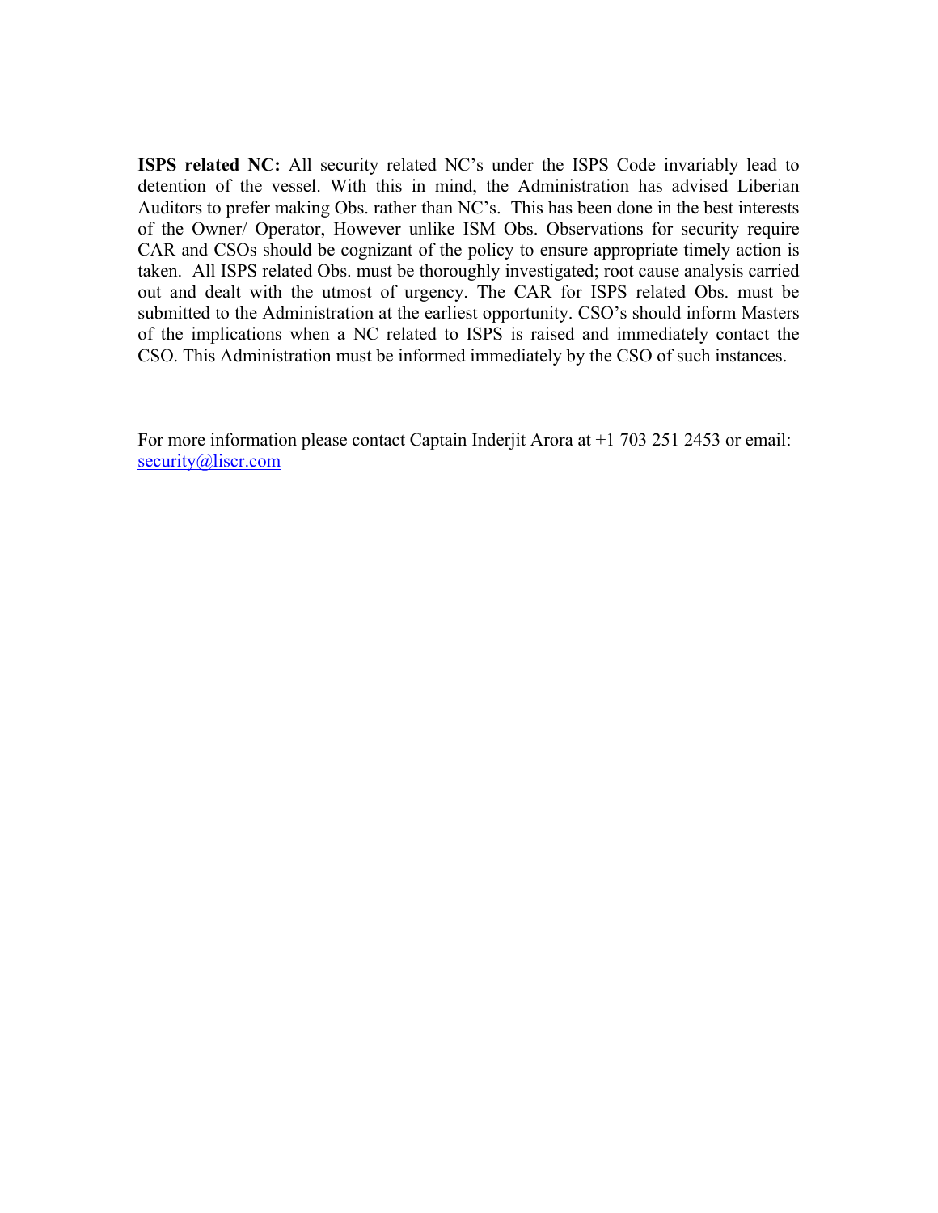**ISPS related NC:** All security related NC's under the ISPS Code invariably lead to detention of the vessel. With this in mind, the Administration has advised Liberian Auditors to prefer making Obs. rather than NC's. This has been done in the best interests of the Owner/ Operator, However unlike ISM Obs. Observations for security require CAR and CSOs should be cognizant of the policy to ensure appropriate timely action is taken. All ISPS related Obs. must be thoroughly investigated; root cause analysis carried out and dealt with the utmost of urgency. The CAR for ISPS related Obs. must be submitted to the Administration at the earliest opportunity. CSO's should inform Masters of the implications when a NC related to ISPS is raised and immediately contact the CSO. This Administration must be informed immediately by the CSO of such instances.

For more information please contact Captain Inderjit Arora at +1 703 251 2453 or email: security@liscr.com